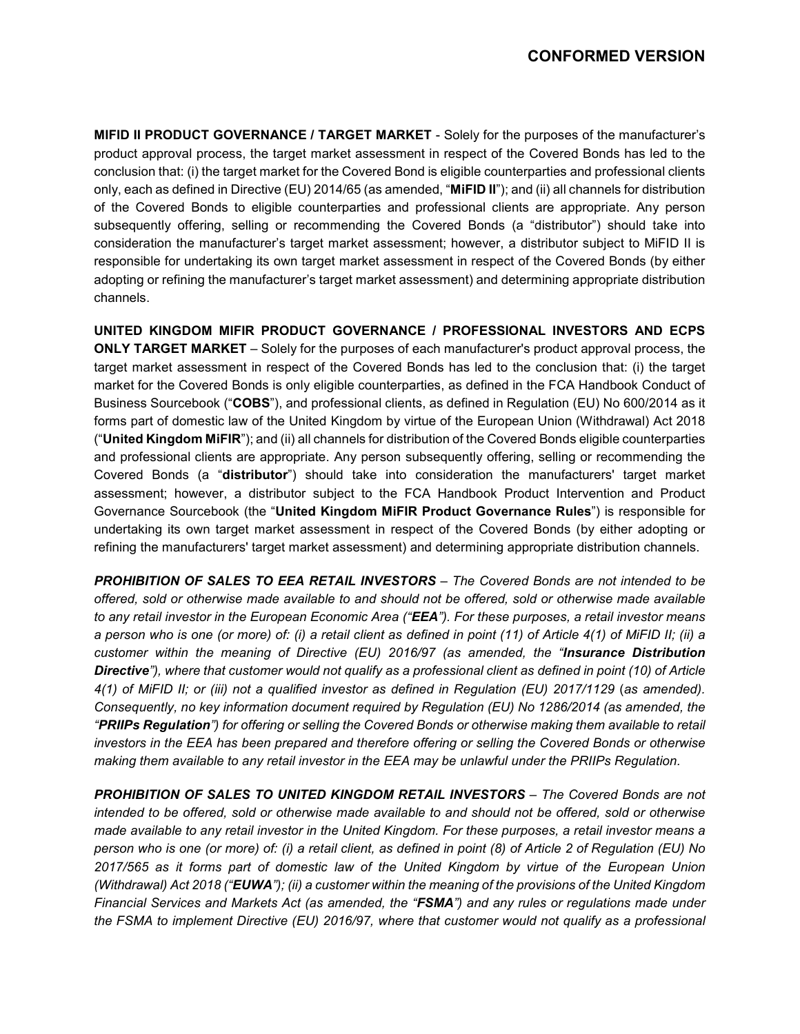**CONFORMED VERSION**

**MIFID II PRODUCT GOVERNANCE / TARGET MARKET** - Solely for the purposes of the manufacturer's product approval process, the target market assessment in respect of the Covered Bonds has led to the conclusion that: (i) the target market for the Covered Bond is eligible counterparties and professional clients only, each as defined in Directive (EU) 2014/65 (as amended, "**MiFID II**"); and (ii) all channels for distribution of the Covered Bonds to eligible counterparties and professional clients are appropriate. Any person subsequently offering, selling or recommending the Covered Bonds (a "distributor") should take into consideration the manufacturer's target market assessment; however, a distributor subject to MiFID II is responsible for undertaking its own target market assessment in respect of the Covered Bonds (by either adopting or refining the manufacturer's target market assessment) and determining appropriate distribution channels.

**UNITED KINGDOM MIFIR PRODUCT GOVERNANCE / PROFESSIONAL INVESTORS AND ECPS ONLY TARGET MARKET** – Solely for the purposes of each manufacturer's product approval process, the target market assessment in respect of the Covered Bonds has led to the conclusion that: (i) the target market for the Covered Bonds is only eligible counterparties, as defined in the FCA Handbook Conduct of Business Sourcebook ("**COBS**"), and professional clients, as defined in Regulation (EU) No 600/2014 as it forms part of domestic law of the United Kingdom by virtue of the European Union (Withdrawal) Act 2018 ("**United Kingdom MiFIR**"); and (ii) all channels for distribution of the Covered Bonds eligible counterparties and professional clients are appropriate. Any person subsequently offering, selling or recommending the Covered Bonds (a "**distributor**") should take into consideration the manufacturers' target market assessment; however, a distributor subject to the FCA Handbook Product Intervention and Product Governance Sourcebook (the "**United Kingdom MiFIR Product Governance Rules**") is responsible for undertaking its own target market assessment in respect of the Covered Bonds (by either adopting or refining the manufacturers' target market assessment) and determining appropriate distribution channels.

***PROHIBITION OF SALES TO EEA RETAIL INVESTORS*** *– The Covered Bonds are not intended to be offered, sold or otherwise made available to and should not be offered, sold or otherwise made available to any retail investor in the European Economic Area ("**EEA**"). For these purposes, a retail investor means a person who is one (or more) of: (i) a retail client as defined in point (11) of Article 4(1) of MiFID II; (ii) a customer within the meaning of Directive (EU) 2016/97 (as amended, the "**Insurance Distribution Directive**"), where that customer would not qualify as a professional client as defined in point (10) of Article 4(1) of MiFID II; or (iii) not a qualified investor as defined in Regulation (EU) 2017/1129 (as amended). Consequently, no key information document required by Regulation (EU) No 1286/2014 (as amended, the "**PRIIPs Regulation**") for offering or selling the Covered Bonds or otherwise making them available to retail investors in the EEA has been prepared and therefore offering or selling the Covered Bonds or otherwise making them available to any retail investor in the EEA may be unlawful under the PRIIPs Regulation.*

***PROHIBITION OF SALES TO UNITED KINGDOM RETAIL INVESTORS*** *– The Covered Bonds are not intended to be offered, sold or otherwise made available to and should not be offered, sold or otherwise made available to any retail investor in the United Kingdom. For these purposes, a retail investor means a person who is one (or more) of: (i) a retail client, as defined in point (8) of Article 2 of Regulation (EU) No 2017/565 as it forms part of domestic law of the United Kingdom by virtue of the European Union (Withdrawal) Act 2018 ("**EUWA**"); (ii) a customer within the meaning of the provisions of the United Kingdom Financial Services and Markets Act (as amended, the "**FSMA**") and any rules or regulations made under the FSMA to implement Directive (EU) 2016/97, where that customer would not qualify as a professional*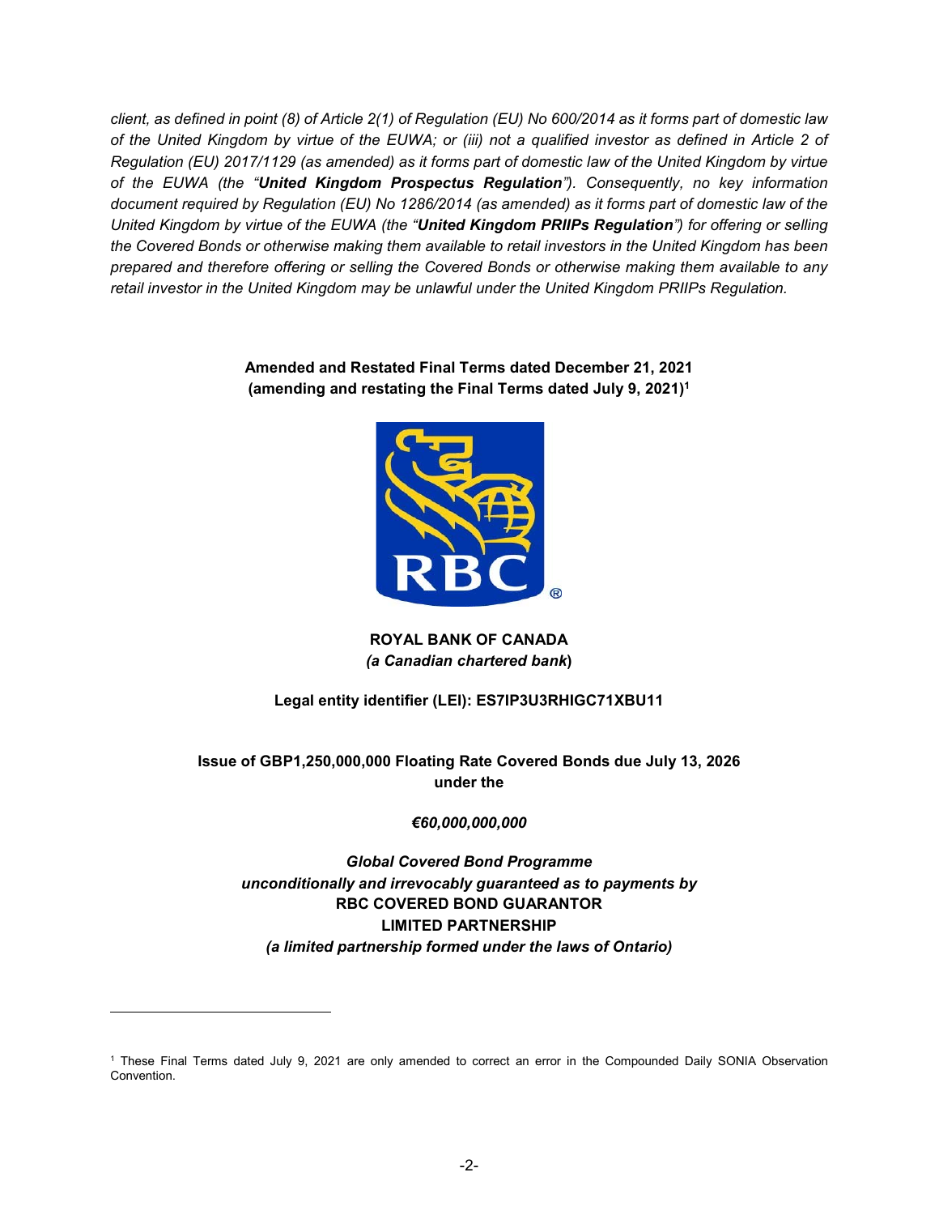*client, as defined in point (8) of Article 2(1) of Regulation (EU) No 600/2014 as it forms part of domestic law of the United Kingdom by virtue of the EUWA; or (iii) not a qualified investor as defined in Article 2 of Regulation (EU) 2017/1129 (as amended) as it forms part of domestic law of the United Kingdom by virtue of the EUWA (the "**United Kingdom Prospectus Regulation**"). Consequently, no key information document required by Regulation (EU) No 1286/2014 (as amended) as it forms part of domestic law of the United Kingdom by virtue of the EUWA (the "**United Kingdom PRIIPs Regulation**") for offering or selling the Covered Bonds or otherwise making them available to retail investors in the United Kingdom has been prepared and therefore offering or selling the Covered Bonds or otherwise making them available to any retail investor in the United Kingdom may be unlawful under the United Kingdom PRIIPs Regulation.*

**Amended and Restated Final Terms dated December 21, 2021**
**(amending and restating the Final Terms dated July 9, 2021)[1]**

**ROYAL BANK OF CANADA**
***(a Canadian chartered bank*)**

**Legal entity identifier (LEI): ES7IP3U3RHIGC71XBU11**

**Issue of GBP1,250,000,000 Floating Rate Covered Bonds due July 13, 2026**
**under the**

***€60,000,000,000***

***Global Covered Bond Programme***
***unconditionally and irrevocably guaranteed as to payments by***
**RBC COVERED BOND GUARANTOR**
**LIMITED PARTNERSHIP**
***(a limited partnership formed under the laws of Ontario)***

---

[1] These Final Terms dated July 9, 2021 are only amended to correct an error in the Compounded Daily SONIA Observation Convention.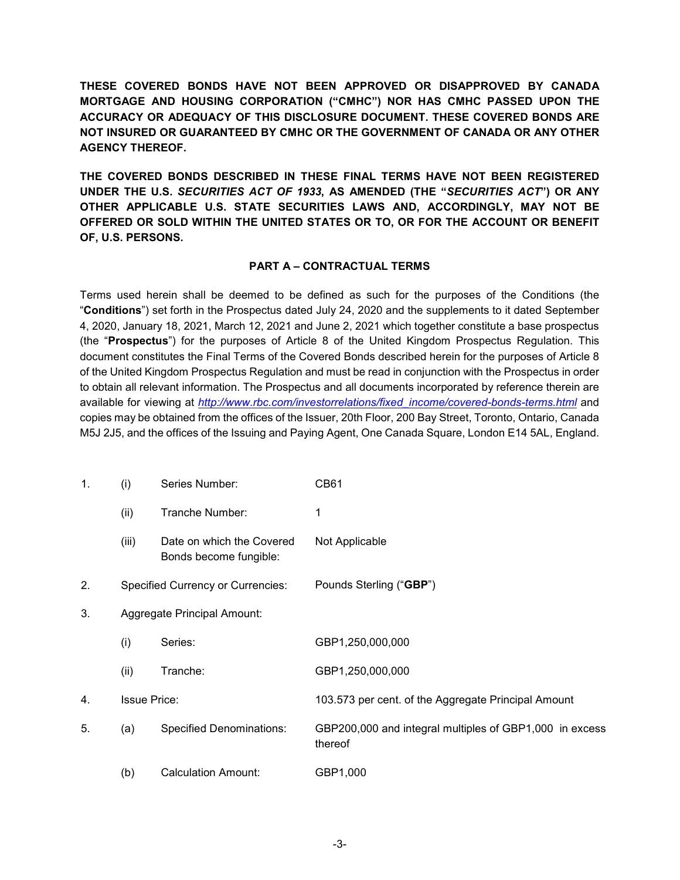**THESE COVERED BONDS HAVE NOT BEEN APPROVED OR DISAPPROVED BY CANADA MORTGAGE AND HOUSING CORPORATION ("CMHC") NOR HAS CMHC PASSED UPON THE ACCURACY OR ADEQUACY OF THIS DISCLOSURE DOCUMENT. THESE COVERED BONDS ARE NOT INSURED OR GUARANTEED BY CMHC OR THE GOVERNMENT OF CANADA OR ANY OTHER AGENCY THEREOF.**

**THE COVERED BONDS DESCRIBED IN THESE FINAL TERMS HAVE NOT BEEN REGISTERED UNDER THE U.S. *SECURITIES ACT OF 1933*, AS AMENDED (THE "*SECURITIES ACT*") OR ANY OTHER APPLICABLE U.S. STATE SECURITIES LAWS AND, ACCORDINGLY, MAY NOT BE OFFERED OR SOLD WITHIN THE UNITED STATES OR TO, OR FOR THE ACCOUNT OR BENEFIT OF, U.S. PERSONS.**

## PART A – CONTRACTUAL TERMS

Terms used herein shall be deemed to be defined as such for the purposes of the Conditions (the "**Conditions**") set forth in the Prospectus dated July 24, 2020 and the supplements to it dated September 4, 2020, January 18, 2021, March 12, 2021 and June 2, 2021 which together constitute a base prospectus (the "**Prospectus**") for the purposes of Article 8 of the United Kingdom Prospectus Regulation. This document constitutes the Final Terms of the Covered Bonds described herein for the purposes of Article 8 of the United Kingdom Prospectus Regulation and must be read in conjunction with the Prospectus in order to obtain all relevant information. The Prospectus and all documents incorporated by reference therein are available for viewing at *http://www.rbc.com/investorrelations/fixed_income/covered-bonds-terms.html* and copies may be obtained from the offices of the Issuer, 20th Floor, 200 Bay Street, Toronto, Ontario, Canada M5J 2J5, and the offices of the Issuing and Paying Agent, One Canada Square, London E14 5AL, England.

| | | | |
|---|---|---|---|
| 1. | (i) | Series Number: | CB61 |
| | (ii) | Tranche Number: | 1 |
| | (iii) | Date on which the Covered Bonds become fungible: | Not Applicable |
| 2. | | Specified Currency or Currencies: | Pounds Sterling ("**GBP**") |
| 3. | | Aggregate Principal Amount: | |
| | (i) | Series: | GBP1,250,000,000 |
| | (ii) | Tranche: | GBP1,250,000,000 |
| 4. | | Issue Price: | 103.573 per cent. of the Aggregate Principal Amount |
| 5. | (a) | Specified Denominations: | GBP200,000 and integral multiples of GBP1,000 in excess thereof |
| | (b) | Calculation Amount: | GBP1,000 |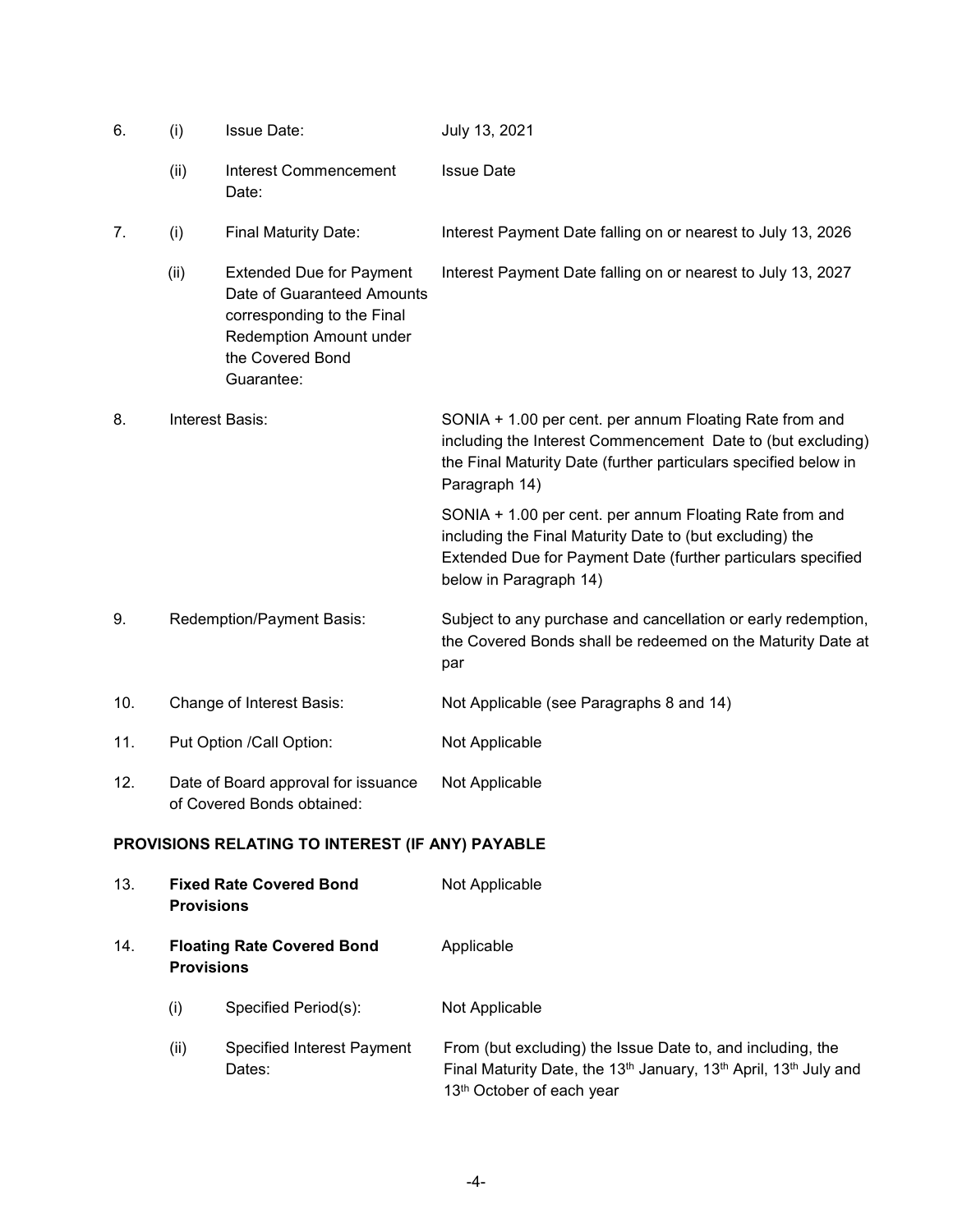| | | | |
|---|---|---|---|
| 6. | (i) | Issue Date: | July 13, 2021 |
| | (ii) | Interest Commencement Date: | Issue Date |
| 7. | (i) | Final Maturity Date: | Interest Payment Date falling on or nearest to July 13, 2026 |
| | (ii) | Extended Due for Payment Date of Guaranteed Amounts corresponding to the Final Redemption Amount under the Covered Bond Guarantee: | Interest Payment Date falling on or nearest to July 13, 2027 |
| 8. | Interest Basis: | | SONIA + 1.00 per cent. per annum Floating Rate from and including the Interest Commencement Date to (but excluding) the Final Maturity Date (further particulars specified below in Paragraph 14)<br><br>SONIA + 1.00 per cent. per annum Floating Rate from and including the Final Maturity Date to (but excluding) the Extended Due for Payment Date (further particulars specified below in Paragraph 14) |
| 9. | Redemption/Payment Basis: | | Subject to any purchase and cancellation or early redemption, the Covered Bonds shall be redeemed on the Maturity Date at par |
| 10. | Change of Interest Basis: | | Not Applicable (see Paragraphs 8 and 14) |
| 11. | Put Option /Call Option: | | Not Applicable |
| 12. | Date of Board approval for issuance of Covered Bonds obtained: | | Not Applicable |

**PROVISIONS RELATING TO INTEREST (IF ANY) PAYABLE**

| | | | |
|---|---|---|---|
| 13. | **Fixed Rate Covered Bond Provisions** | | Not Applicable |
| 14. | **Floating Rate Covered Bond Provisions** | | Applicable |
| | (i) | Specified Period(s): | Not Applicable |
| | (ii) | Specified Interest Payment Dates: | From (but excluding) the Issue Date to, and including, the Final Maturity Date, the 13th January, 13th April, 13th July and 13th October of each year |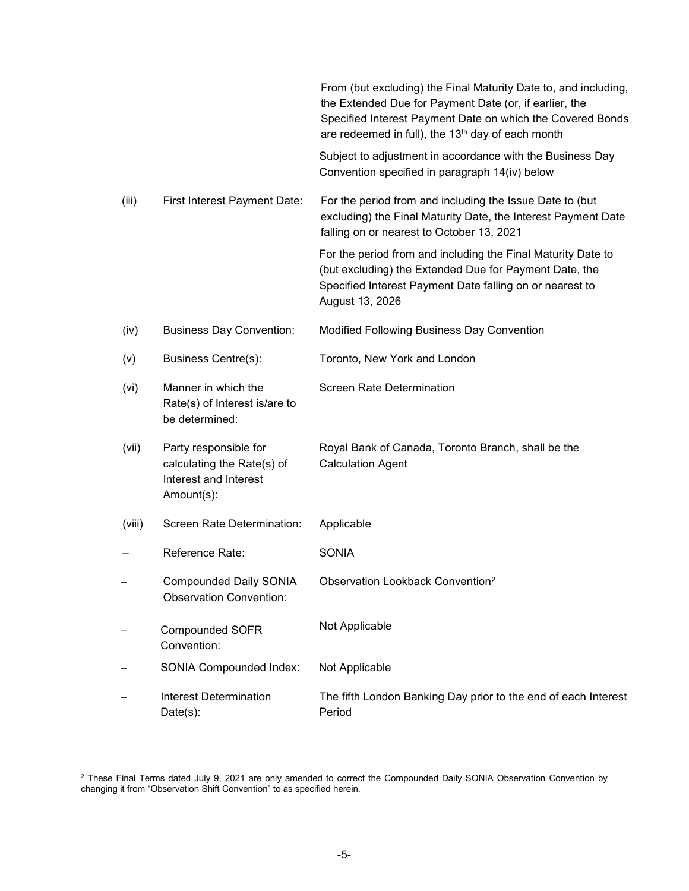| | | |
|---|---|---|
| | | From (but excluding) the Final Maturity Date to, and including, the Extended Due for Payment Date (or, if earlier, the Specified Interest Payment Date on which the Covered Bonds are redeemed in full), the 13th day of each month<br><br>Subject to adjustment in accordance with the Business Day Convention specified in paragraph 14(iv) below |
| (iii) | First Interest Payment Date: | For the period from and including the Issue Date to (but excluding) the Final Maturity Date, the Interest Payment Date falling on or nearest to October 13, 2021<br><br>For the period from and including the Final Maturity Date to (but excluding) the Extended Due for Payment Date, the Specified Interest Payment Date falling on or nearest to August 13, 2026 |
| (iv) | Business Day Convention: | Modified Following Business Day Convention |
| (v) | Business Centre(s): | Toronto, New York and London |
| (vi) | Manner in which the Rate(s) of Interest is/are to be determined: | Screen Rate Determination |
| (vii) | Party responsible for calculating the Rate(s) of Interest and Interest Amount(s): | Royal Bank of Canada, Toronto Branch, shall be the Calculation Agent |
| (viii) | Screen Rate Determination: | Applicable |
| – | Reference Rate: | SONIA |
| – | Compounded Daily SONIA Observation Convention: | Observation Lookback Convention[2] |
| – | Compounded SOFR Convention: | Not Applicable |
| – | SONIA Compounded Index: | Not Applicable |
| – | Interest Determination Date(s): | The fifth London Banking Day prior to the end of each Interest Period |

[2] These Final Terms dated July 9, 2021 are only amended to correct the Compounded Daily SONIA Observation Convention by changing it from "Observation Shift Convention" to as specified herein.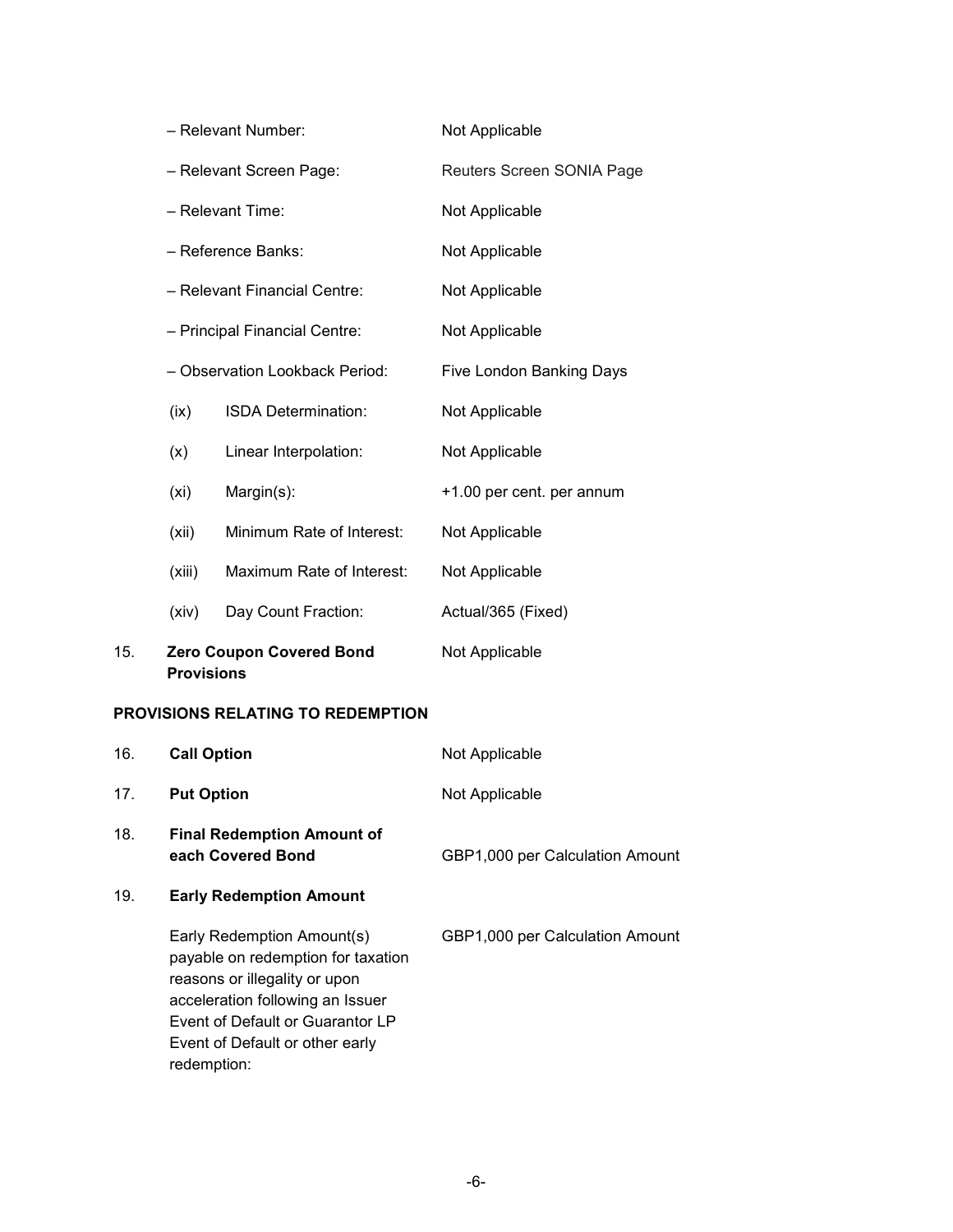| | | |
|---|---|---|
| | – Relevant Number: | Not Applicable |
| | – Relevant Screen Page: | Reuters Screen SONIA Page |
| | – Relevant Time: | Not Applicable |
| | – Reference Banks: | Not Applicable |
| | – Relevant Financial Centre: | Not Applicable |
| | – Principal Financial Centre: | Not Applicable |
| | – Observation Lookback Period: | Five London Banking Days |
| (ix) | ISDA Determination: | Not Applicable |
| (x) | Linear Interpolation: | Not Applicable |
| (xi) | Margin(s): | +1.00 per cent. per annum |
| (xii) | Minimum Rate of Interest: | Not Applicable |
| (xiii) | Maximum Rate of Interest: | Not Applicable |
| (xiv) | Day Count Fraction: | Actual/365 (Fixed) |

15. **Zero Coupon Covered Bond Provisions** — Not Applicable

**PROVISIONS RELATING TO REDEMPTION**

| | | |
|---|---|---|
| 16. | **Call Option** | Not Applicable |
| 17. | **Put Option** | Not Applicable |
| 18. | **Final Redemption Amount of each Covered Bond** | GBP1,000 per Calculation Amount |
| 19. | **Early Redemption Amount** | |
| | Early Redemption Amount(s) payable on redemption for taxation reasons or illegality or upon acceleration following an Issuer Event of Default or Guarantor LP Event of Default or other early redemption: | GBP1,000 per Calculation Amount |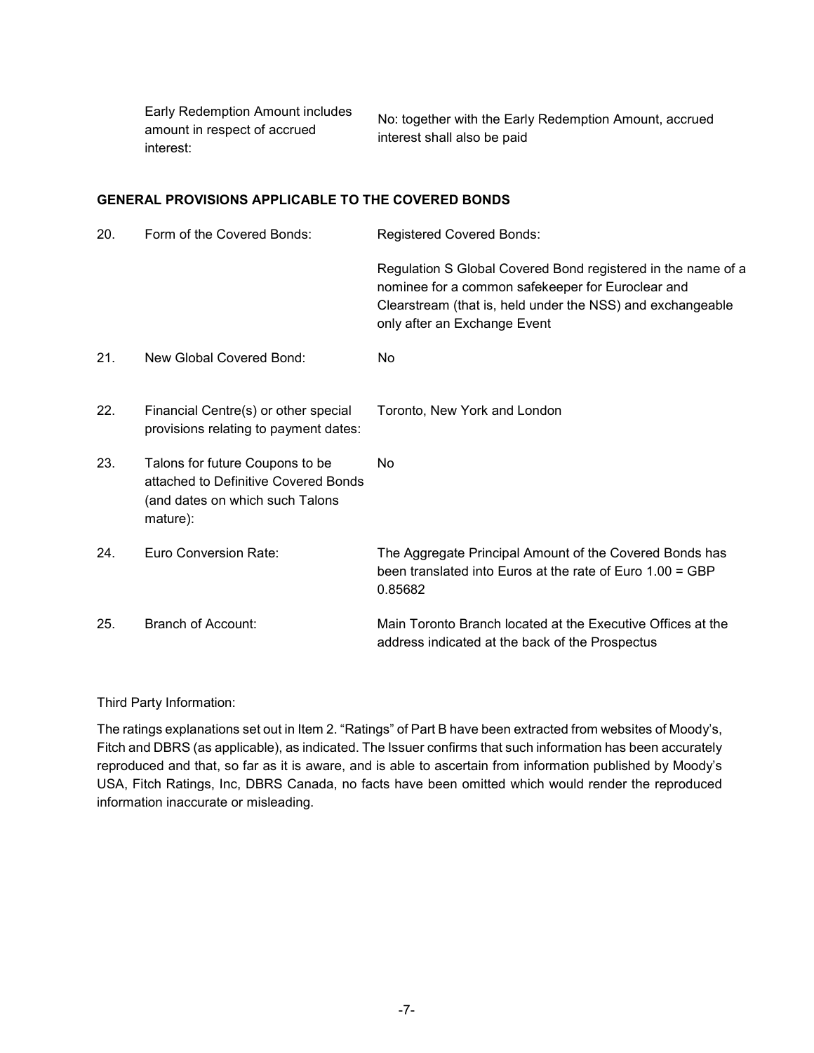| | | |
|---|---|---|
| | Early Redemption Amount includes amount in respect of accrued interest: | No: together with the Early Redemption Amount, accrued interest shall also be paid |

**GENERAL PROVISIONS APPLICABLE TO THE COVERED BONDS**

| | | |
|---|---|---|
| 20. | Form of the Covered Bonds: | Registered Covered Bonds:<br><br>Regulation S Global Covered Bond registered in the name of a nominee for a common safekeeper for Euroclear and Clearstream (that is, held under the NSS) and exchangeable only after an Exchange Event |
| 21. | New Global Covered Bond: | No |
| 22. | Financial Centre(s) or other special provisions relating to payment dates: | Toronto, New York and London |
| 23. | Talons for future Coupons to be attached to Definitive Covered Bonds (and dates on which such Talons mature): | No |
| 24. | Euro Conversion Rate: | The Aggregate Principal Amount of the Covered Bonds has been translated into Euros at the rate of Euro 1.00 = GBP 0.85682 |
| 25. | Branch of Account: | Main Toronto Branch located at the Executive Offices at the address indicated at the back of the Prospectus |

Third Party Information:

The ratings explanations set out in Item 2. "Ratings" of Part B have been extracted from websites of Moody's, Fitch and DBRS (as applicable), as indicated. The Issuer confirms that such information has been accurately reproduced and that, so far as it is aware, and is able to ascertain from information published by Moody's USA, Fitch Ratings, Inc, DBRS Canada, no facts have been omitted which would render the reproduced information inaccurate or misleading.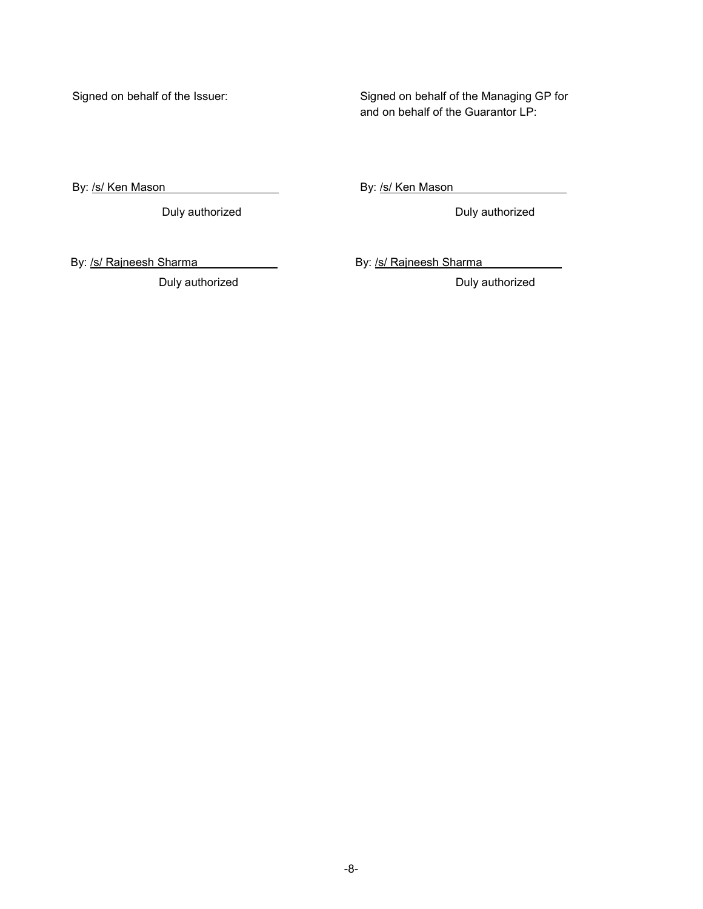Signed on behalf of the Issuer:

By: /s/ Ken Mason

Duly authorized

By: /s/ Rajneesh Sharma

Duly authorized

Signed on behalf of the Managing GP for and on behalf of the Guarantor LP:

By: /s/ Ken Mason

Duly authorized

By: /s/ Rajneesh Sharma

Duly authorized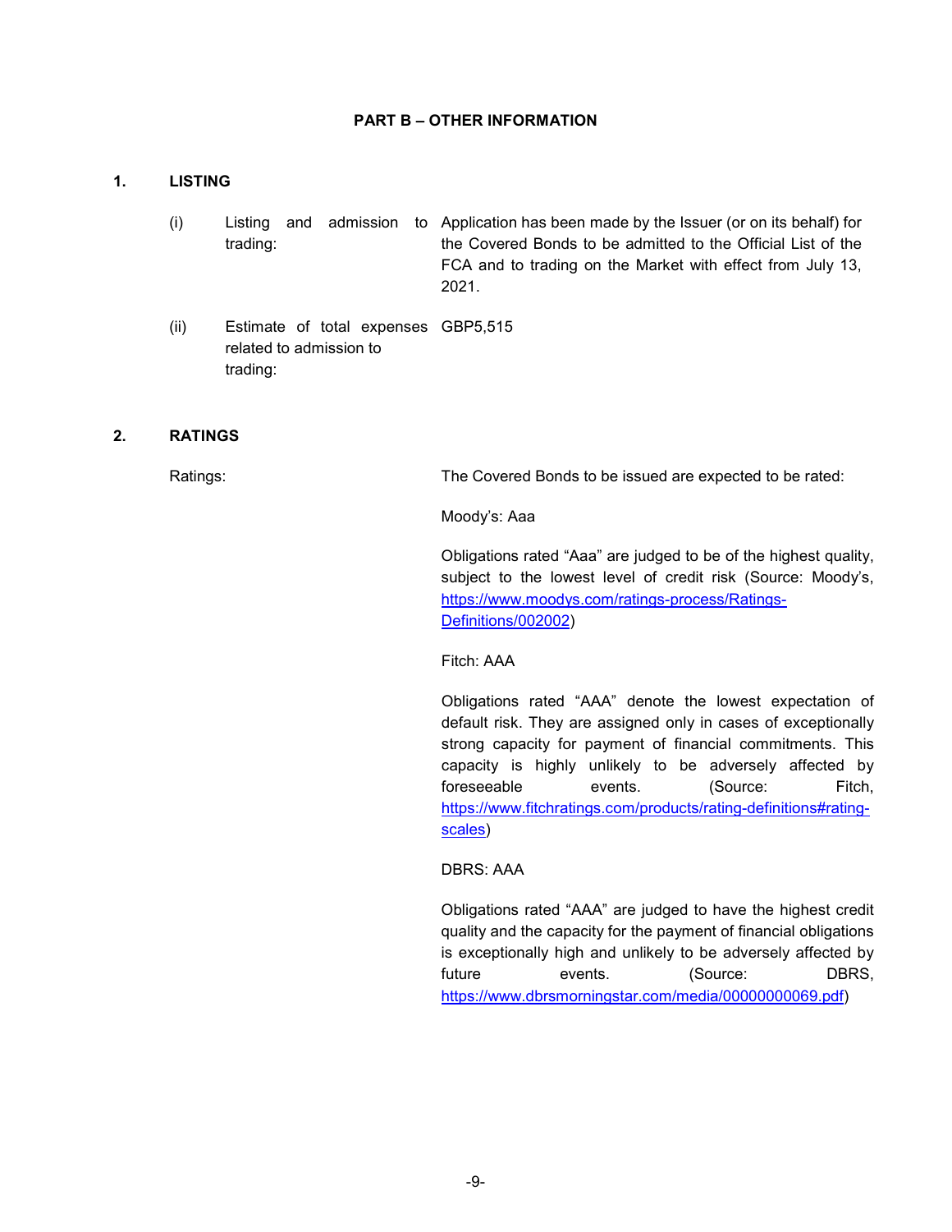## PART B – OTHER INFORMATION

### 1. LISTING

| | | |
|---|---|---|
| (i) | Listing and admission to trading: | Application has been made by the Issuer (or on its behalf) for the Covered Bonds to be admitted to the Official List of the FCA and to trading on the Market with effect from July 13, 2021. |
| (ii) | Estimate of total expenses related to admission to trading: | GBP5,515 |

### 2. RATINGS

Ratings: The Covered Bonds to be issued are expected to be rated:

Moody's: Aaa

Obligations rated "Aaa" are judged to be of the highest quality, subject to the lowest level of credit risk (Source: Moody's, https://www.moodys.com/ratings-process/Ratings-Definitions/002002)

Fitch: AAA

Obligations rated "AAA" denote the lowest expectation of default risk. They are assigned only in cases of exceptionally strong capacity for payment of financial commitments. This capacity is highly unlikely to be adversely affected by foreseeable events. (Source: Fitch, https://www.fitchratings.com/products/rating-definitions#rating-scales)

DBRS: AAA

Obligations rated "AAA" are judged to have the highest credit quality and the capacity for the payment of financial obligations is exceptionally high and unlikely to be adversely affected by future events. (Source: DBRS, https://www.dbrsmorningstar.com/media/00000000069.pdf)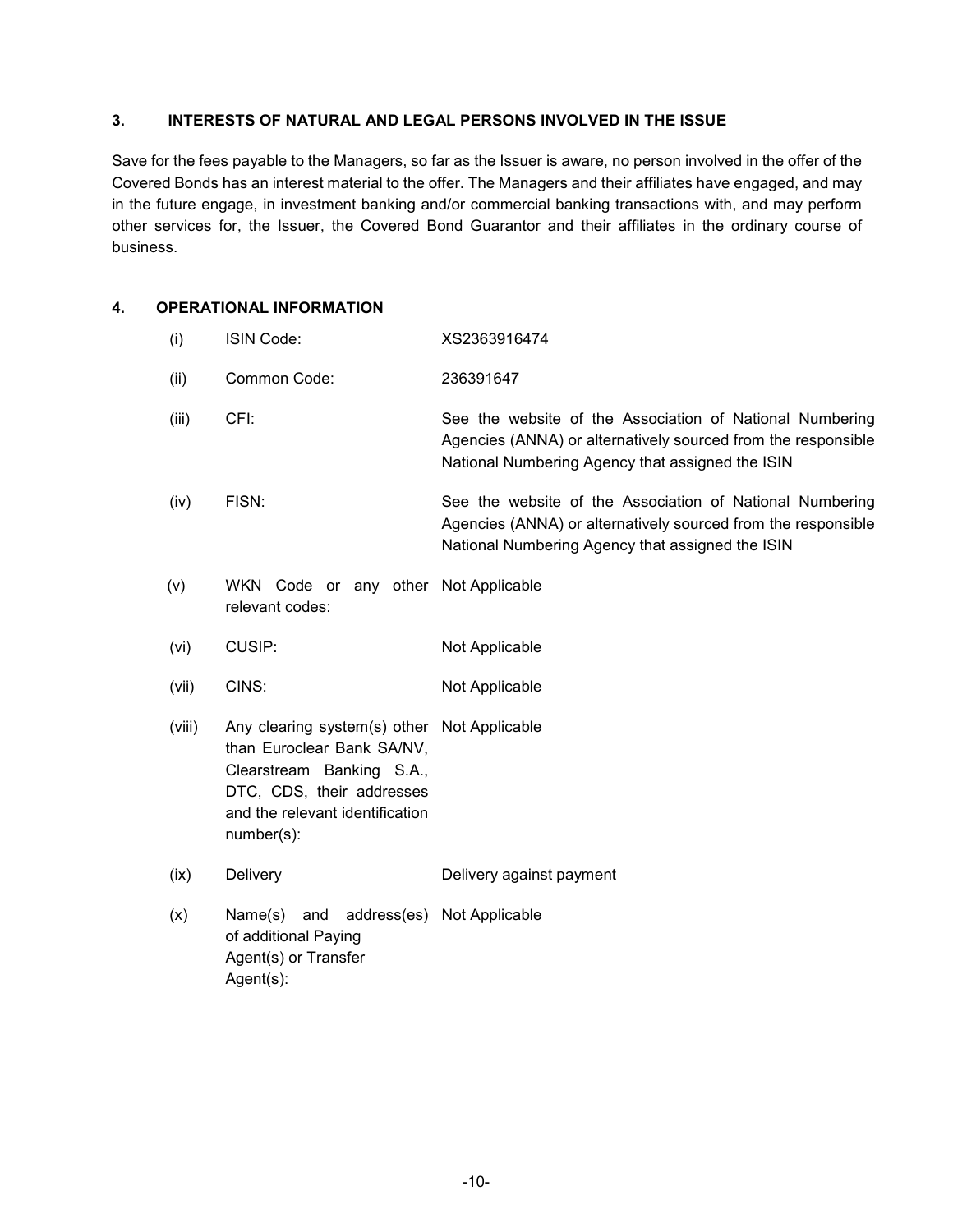## 3. INTERESTS OF NATURAL AND LEGAL PERSONS INVOLVED IN THE ISSUE

Save for the fees payable to the Managers, so far as the Issuer is aware, no person involved in the offer of the Covered Bonds has an interest material to the offer. The Managers and their affiliates have engaged, and may in the future engage, in investment banking and/or commercial banking transactions with, and may perform other services for, the Issuer, the Covered Bond Guarantor and their affiliates in the ordinary course of business.

## 4. OPERATIONAL INFORMATION

| | | |
|---|---|---|
| (i) | ISIN Code: | XS2363916474 |
| (ii) | Common Code: | 236391647 |
| (iii) | CFI: | See the website of the Association of National Numbering Agencies (ANNA) or alternatively sourced from the responsible National Numbering Agency that assigned the ISIN |
| (iv) | FISN: | See the website of the Association of National Numbering Agencies (ANNA) or alternatively sourced from the responsible National Numbering Agency that assigned the ISIN |
| (v) | WKN Code or any other relevant codes: | Not Applicable |
| (vi) | CUSIP: | Not Applicable |
| (vii) | CINS: | Not Applicable |
| (viii) | Any clearing system(s) other than Euroclear Bank SA/NV, Clearstream Banking S.A., DTC, CDS, their addresses and the relevant identification number(s): | Not Applicable |
| (ix) | Delivery | Delivery against payment |
| (x) | Name(s) and address(es) of additional Paying Agent(s) or Transfer Agent(s): | Not Applicable |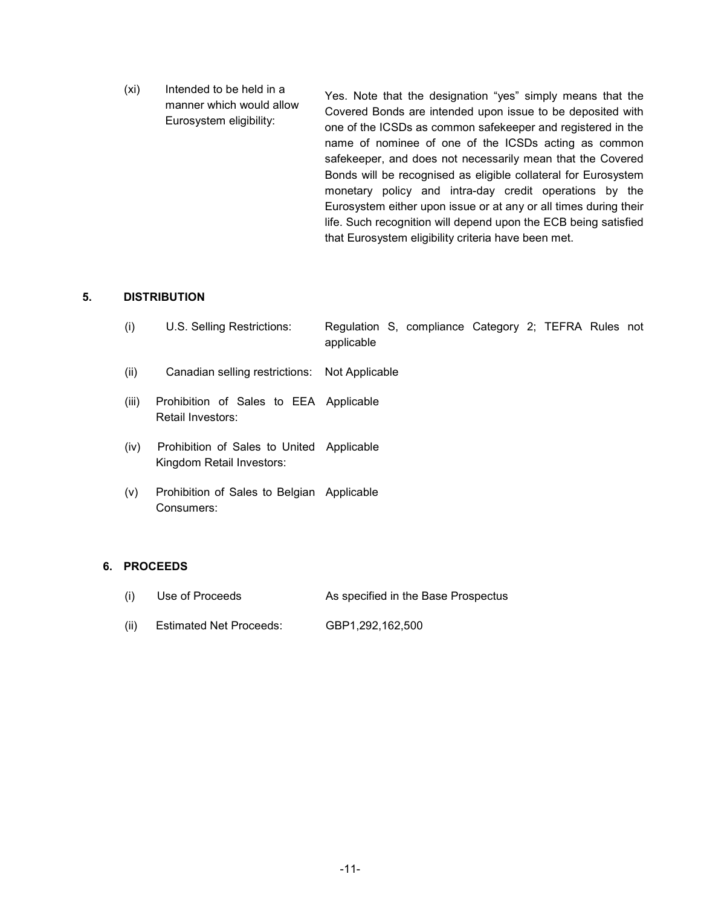| | | |
|---|---|---|
| (xi) | Intended to be held in a manner which would allow Eurosystem eligibility: | Yes. Note that the designation "yes" simply means that the Covered Bonds are intended upon issue to be deposited with one of the ICSDs as common safekeeper and registered in the name of nominee of one of the ICSDs acting as common safekeeper, and does not necessarily mean that the Covered Bonds will be recognised as eligible collateral for Eurosystem monetary policy and intra-day credit operations by the Eurosystem either upon issue or at any or all times during their life. Such recognition will depend upon the ECB being satisfied that Eurosystem eligibility criteria have been met. |

## 5. DISTRIBUTION

| | | |
|---|---|---|
| (i) | U.S. Selling Restrictions: | Regulation S, compliance Category 2; TEFRA Rules not applicable |
| (ii) | Canadian selling restrictions: | Not Applicable |
| (iii) | Prohibition of Sales to EEA Retail Investors: | Applicable |
| (iv) | Prohibition of Sales to United Kingdom Retail Investors: | Applicable |
| (v) | Prohibition of Sales to Belgian Consumers: | Applicable |

## 6. PROCEEDS

| | | |
|---|---|---|
| (i) | Use of Proceeds | As specified in the Base Prospectus |
| (ii) | Estimated Net Proceeds: | GBP1,292,162,500 |